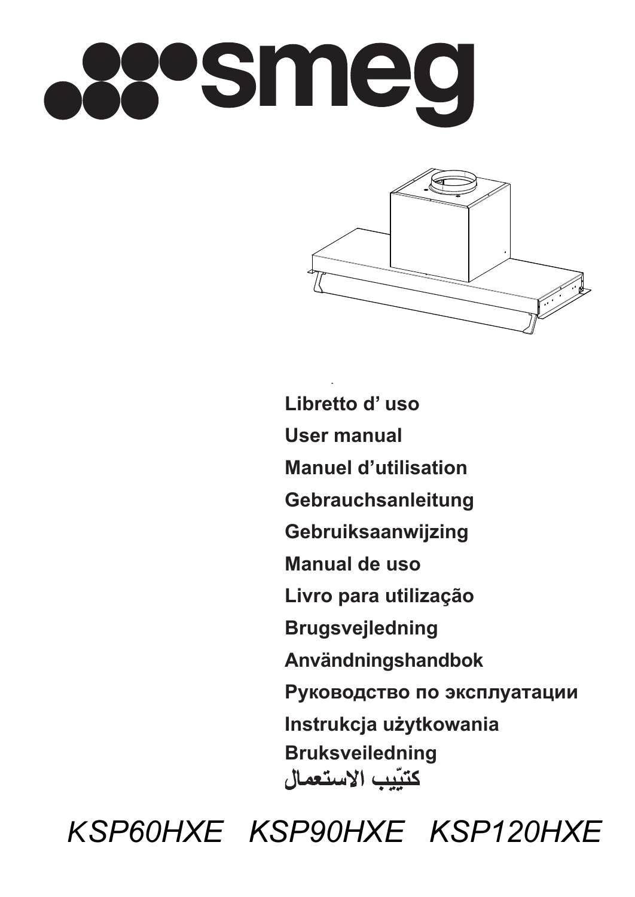# smeg

**Libretto d' uso**

**User manual**

**Manuel d'utilisation**

**Gebrauchsanleitung**

**Gebruiksaanwijzing**

**Manual de uso**

**Livro para utilização**

**Brugsvejledning**

**Användningshandbok**

**Руководство по эксплуатации**

**Instrukcja użytkowania**

**Bruksveiledning**

**كتيّب الاستعمال**

*KSP60HXE KSP90HXE KSP120HXE*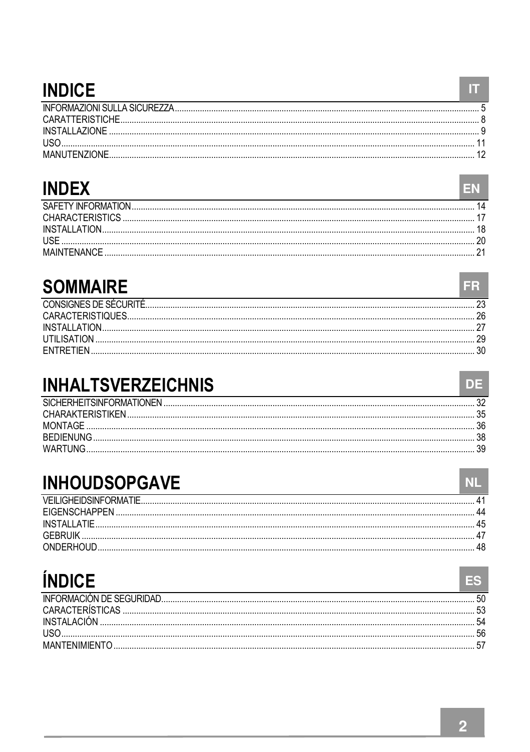# INDICE

IT

| | |
|---|---|
| INFORMAZIONI SULLA SICUREZZA | 5 |
| CARATTERISTICHE | 8 |
| INSTALLAZIONE | 9 |
| USO | 11 |
| MANUTENZIONE | 12 |

# INDEX

EN

| | |
|---|---|
| SAFETY INFORMATION | 14 |
| CHARACTERISTICS | 17 |
| INSTALLATION | 18 |
| USE | 20 |
| MAINTENANCE | 21 |

# SOMMAIRE

FR

| | |
|---|---|
| CONSIGNES DE SÉCURITÉ | 23 |
| CARACTERISTIQUES | 26 |
| INSTALLATION | 27 |
| UTILISATION | 29 |
| ENTRETIEN | 30 |

# INHALTSVERZEICHNIS

DE

| | |
|---|---|
| SICHERHEITSINFORMATIONEN | 32 |
| CHARAKTERISTIKEN | 35 |
| MONTAGE | 36 |
| BEDIENUNG | 38 |
| WARTUNG | 39 |

# INHOUDSOPGAVE

NL

| | |
|---|---|
| VEILIGHEIDSINFORMATIE | 41 |
| EIGENSCHAPPEN | 44 |
| INSTALLATIE | 45 |
| GEBRUIK | 47 |
| ONDERHOUD | 48 |

# ÍNDICE

ES

| | |
|---|---|
| INFORMACIÓN DE SEGURIDAD | 50 |
| CARACTERÍSTICAS | 53 |
| INSTALACIÓN | 54 |
| USO | 56 |
| MANTENIMIENTO | 57 |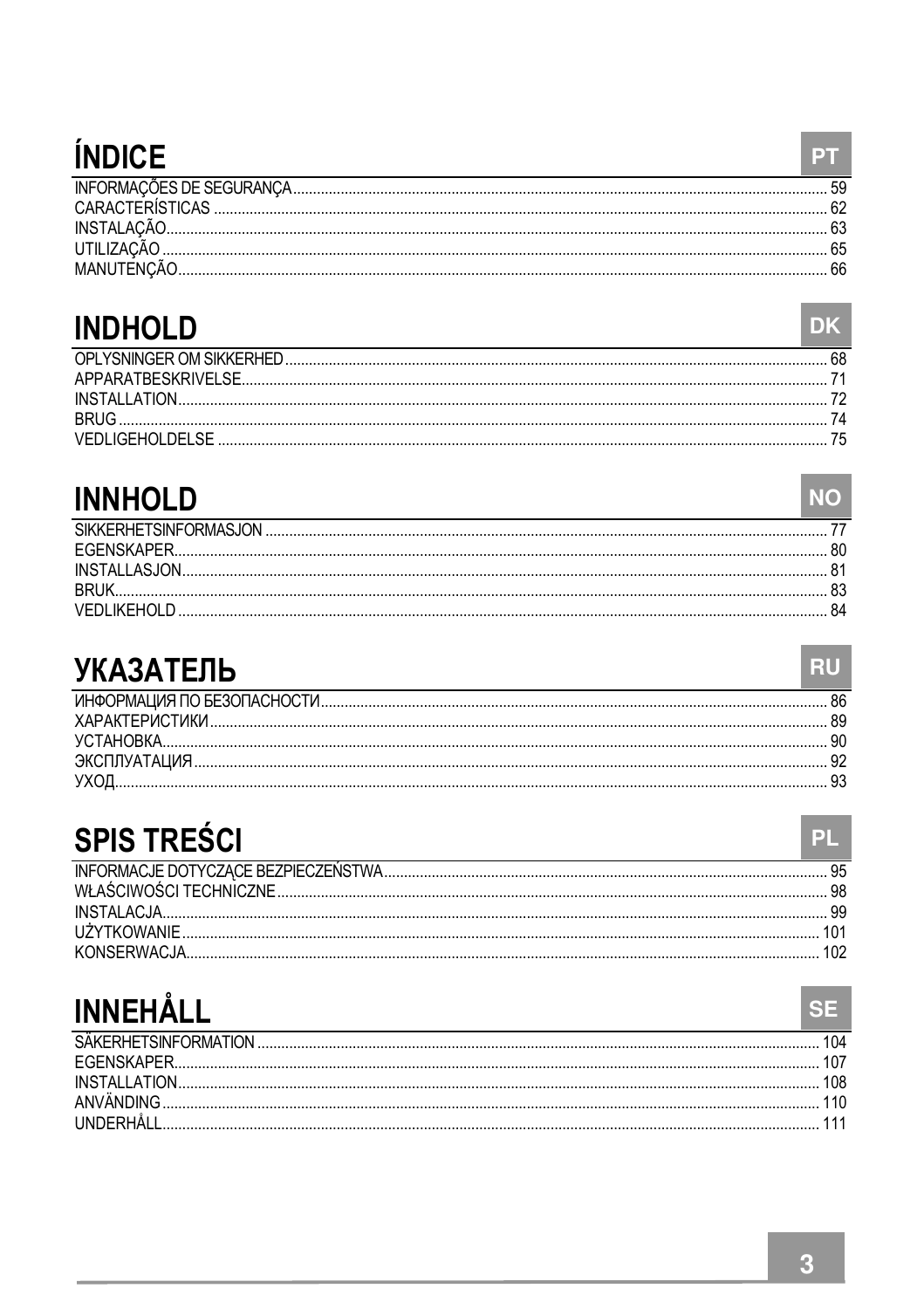# ÍNDICE

PT

INFORMAÇÕES DE SEGURANÇA .... 59
CARACTERÍSTICAS .... 62
INSTALAÇÃO .... 63
UTILIZAÇÃO .... 65
MANUTENÇÃO .... 66

# INDHOLD

DK

OPLYSNINGER OM SIKKERHED .... 68
APPARATBESKRIVELSE .... 71
INSTALLATION .... 72
BRUG .... 74
VEDLIGEHOLDELSE .... 75

# INNHOLD

NO

SIKKERHETSINFORMASJON .... 77
EGENSKAPER .... 80
INSTALLASJON .... 81
BRUK .... 83
VEDLIKEHOLD .... 84

# УКАЗАТЕЛЬ

RU

ИНФОРМАЦИЯ ПО БЕЗОПАСНОСТИ .... 86
ХАРАКТЕРИСТИКИ .... 89
УСТАНОВКА .... 90
ЭКСПЛУАТАЦИЯ .... 92
УХОД .... 93

# SPIS TREŚCI

PL

INFORMACJE DOTYCZĄCE BEZPIECZEŃSTWA .... 95
WŁAŚCIWOŚCI TECHNICZNE .... 98
INSTALACJA .... 99
UŻYTKOWANIE .... 101
KONSERWACJA .... 102

# INNEHÅLL

SE

SÄKERHETSINFORMATION .... 104
EGENSKAPER .... 107
INSTALLATION .... 108
ANVÄNDING .... 110
UNDERHÅLL .... 111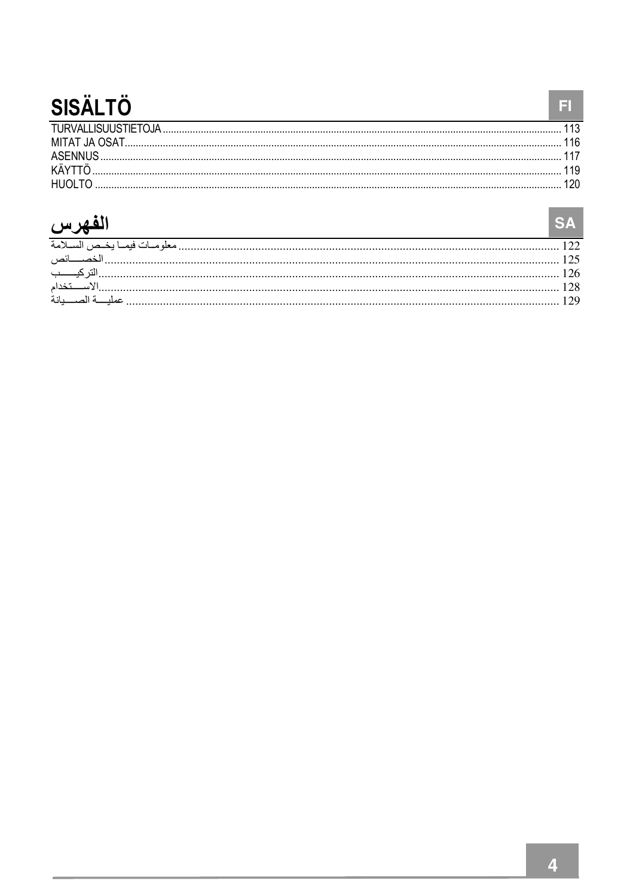# SISÄLTÖ

FI

TURVALLISUUSTIETOJA ........ 113
MITAT JA OSAT........ 116
ASENNUS........ 117
KÄYTTÖ........ 119
HUOLTO........ 120

# الفهرس

SA

معلومـات فيمـا يخـص السـلامة ........ 122
الخصـــائص ........ 125
التركيـــب ........ 126
الاســتخدام ........ 128
عمليـــة الصـــيانة ........ 129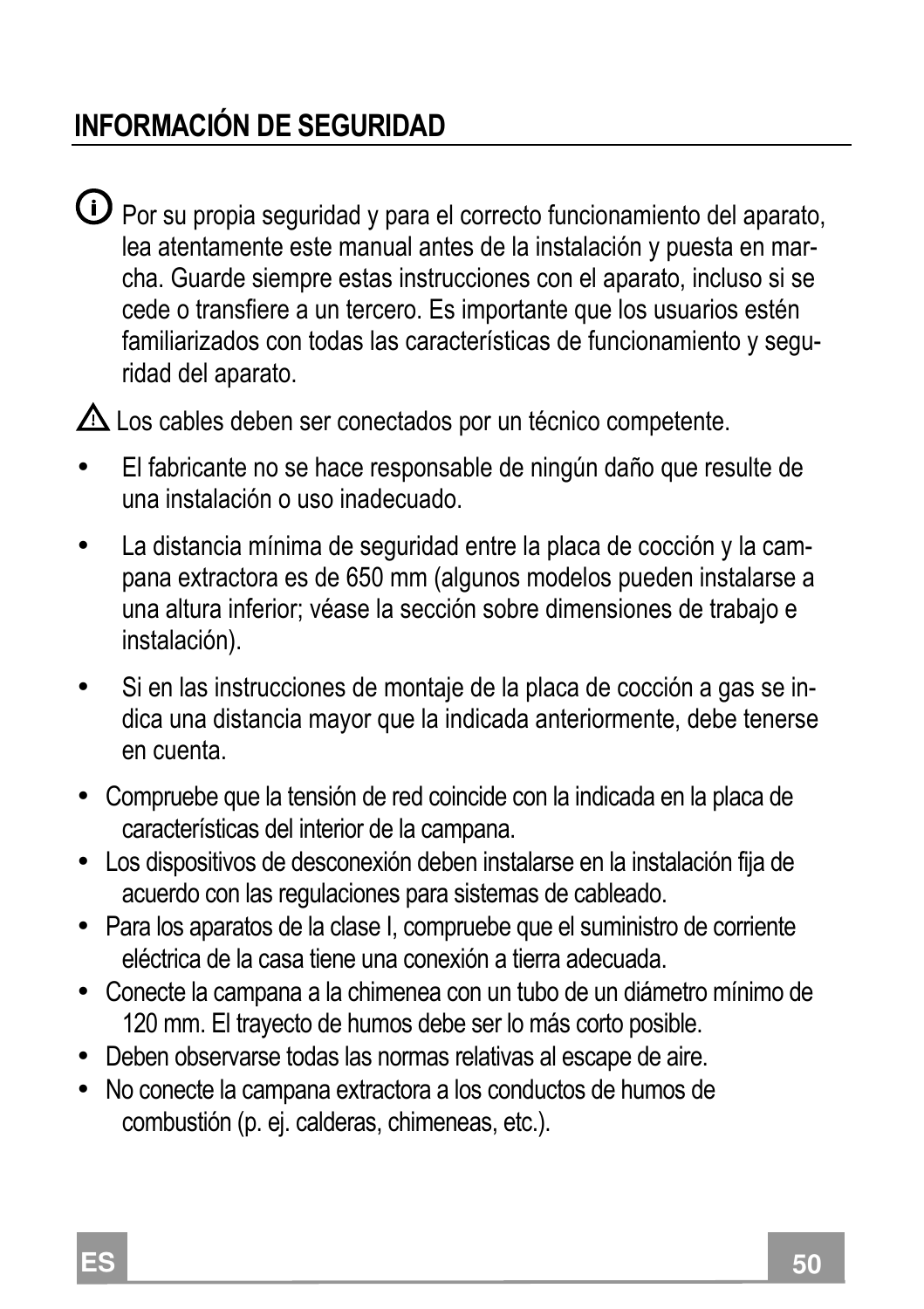## INFORMACIÓN DE SEGURIDAD

ⓘ Por su propia seguridad y para el correcto funcionamiento del aparato, lea atentamente este manual antes de la instalación y puesta en marcha. Guarde siempre estas instrucciones con el aparato, incluso si se cede o transfiere a un tercero. Es importante que los usuarios estén familiarizados con todas las características de funcionamiento y seguridad del aparato.

⚠ Los cables deben ser conectados por un técnico competente.

- El fabricante no se hace responsable de ningún daño que resulte de una instalación o uso inadecuado.
- La distancia mínima de seguridad entre la placa de cocción y la campana extractora es de 650 mm (algunos modelos pueden instalarse a una altura inferior; véase la sección sobre dimensiones de trabajo e instalación).
- Si en las instrucciones de montaje de la placa de cocción a gas se indica una distancia mayor que la indicada anteriormente, debe tenerse en cuenta.
- Compruebe que la tensión de red coincide con la indicada en la placa de características del interior de la campana.
- Los dispositivos de desconexión deben instalarse en la instalación fija de acuerdo con las regulaciones para sistemas de cableado.
- Para los aparatos de la clase I, compruebe que el suministro de corriente eléctrica de la casa tiene una conexión a tierra adecuada.
- Conecte la campana a la chimenea con un tubo de un diámetro mínimo de 120 mm. El trayecto de humos debe ser lo más corto posible.
- Deben observarse todas las normas relativas al escape de aire.
- No conecte la campana extractora a los conductos de humos de combustión (p. ej. calderas, chimeneas, etc.).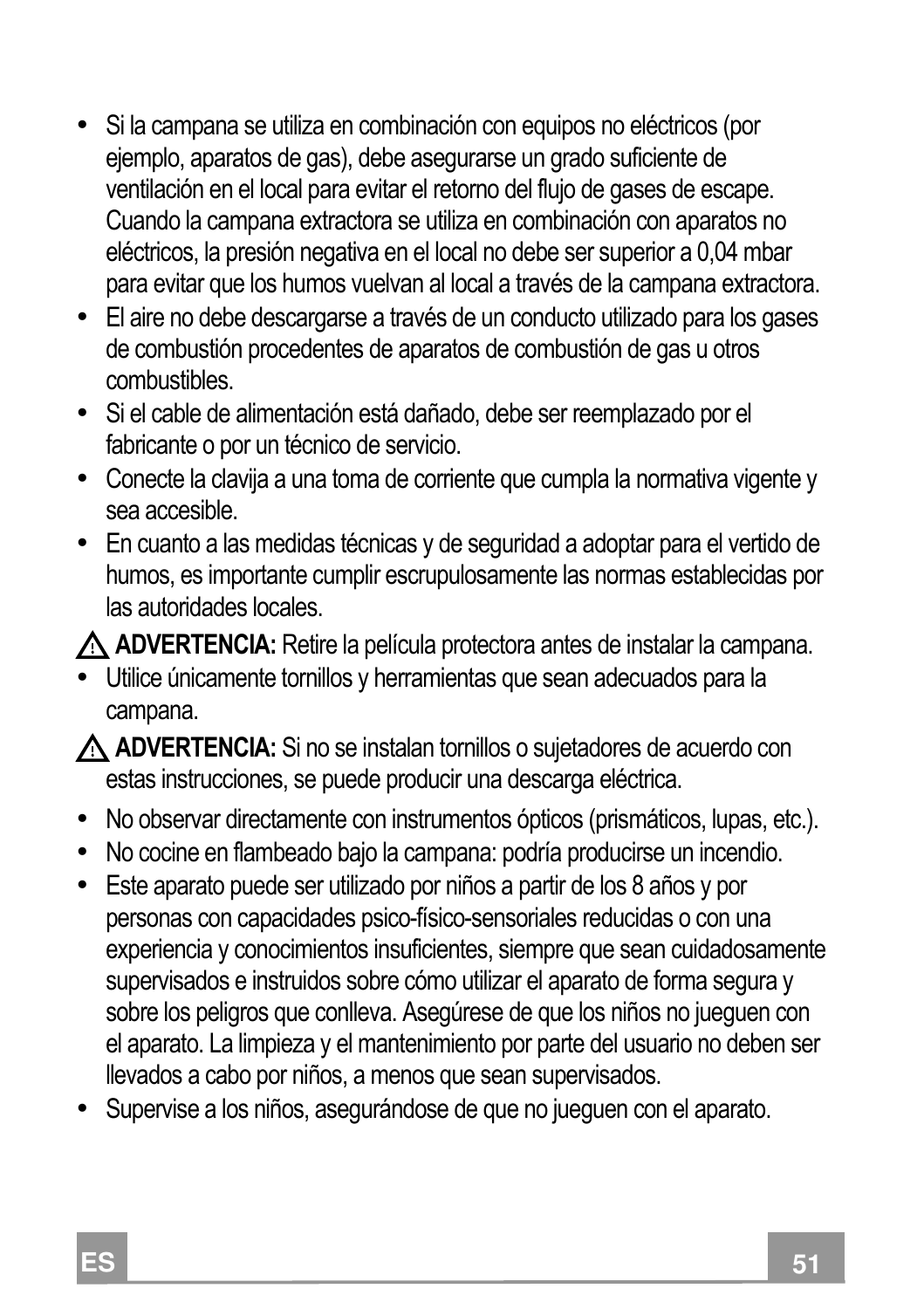- Si la campana se utiliza en combinación con equipos no eléctricos (por ejemplo, aparatos de gas), debe asegurarse un grado suficiente de ventilación en el local para evitar el retorno del flujo de gases de escape. Cuando la campana extractora se utiliza en combinación con aparatos no eléctricos, la presión negativa en el local no debe ser superior a 0,04 mbar para evitar que los humos vuelvan al local a través de la campana extractora.
- El aire no debe descargarse a través de un conducto utilizado para los gases de combustión procedentes de aparatos de combustión de gas u otros combustibles.
- Si el cable de alimentación está dañado, debe ser reemplazado por el fabricante o por un técnico de servicio.
- Conecte la clavija a una toma de corriente que cumpla la normativa vigente y sea accesible.
- En cuanto a las medidas técnicas y de seguridad a adoptar para el vertido de humos, es importante cumplir escrupulosamente las normas establecidas por las autoridades locales.

⚠ **ADVERTENCIA:** Retire la película protectora antes de instalar la campana.

- Utilice únicamente tornillos y herramientas que sean adecuados para la campana.

⚠ **ADVERTENCIA:** Si no se instalan tornillos o sujetadores de acuerdo con estas instrucciones, se puede producir una descarga eléctrica.

- No observar directamente con instrumentos ópticos (prismáticos, lupas, etc.).
- No cocine en flambeado bajo la campana: podría producirse un incendio.
- Este aparato puede ser utilizado por niños a partir de los 8 años y por personas con capacidades psico-físico-sensoriales reducidas o con una experiencia y conocimientos insuficientes, siempre que sean cuidadosamente supervisados e instruidos sobre cómo utilizar el aparato de forma segura y sobre los peligros que conlleva. Asegúrese de que los niños no jueguen con el aparato. La limpieza y el mantenimiento por parte del usuario no deben ser llevados a cabo por niños, a menos que sean supervisados.
- Supervise a los niños, asegurándose de que no jueguen con el aparato.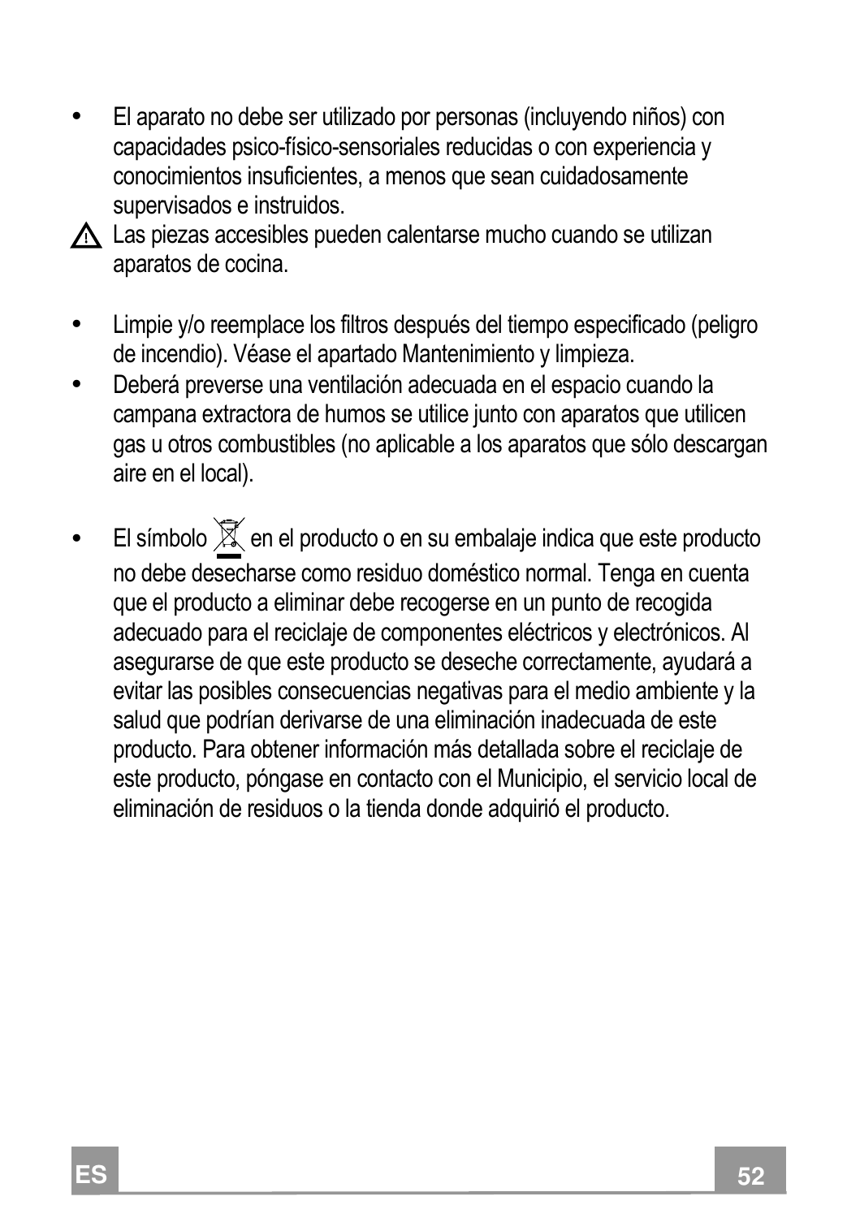- El aparato no debe ser utilizado por personas (incluyendo niños) con capacidades psico-físico-sensoriales reducidas o con experiencia y conocimientos insuficientes, a menos que sean cuidadosamente supervisados e instruidos.

⚠ Las piezas accesibles pueden calentarse mucho cuando se utilizan aparatos de cocina.

- Limpie y/o reemplace los filtros después del tiempo especificado (peligro de incendio). Véase el apartado Mantenimiento y limpieza.
- Deberá preverse una ventilación adecuada en el espacio cuando la campana extractora de humos se utilice junto con aparatos que utilicen gas u otros combustibles (no aplicable a los aparatos que sólo descargan aire en el local).

- El símbolo en el producto o en su embalaje indica que este producto no debe desecharse como residuo doméstico normal. Tenga en cuenta que el producto a eliminar debe recogerse en un punto de recogida adecuado para el reciclaje de componentes eléctricos y electrónicos. Al asegurarse de que este producto se deseche correctamente, ayudará a evitar las posibles consecuencias negativas para el medio ambiente y la salud que podrían derivarse de una eliminación inadecuada de este producto. Para obtener información más detallada sobre el reciclaje de este producto, póngase en contacto con el Municipio, el servicio local de eliminación de residuos o la tienda donde adquirió el producto.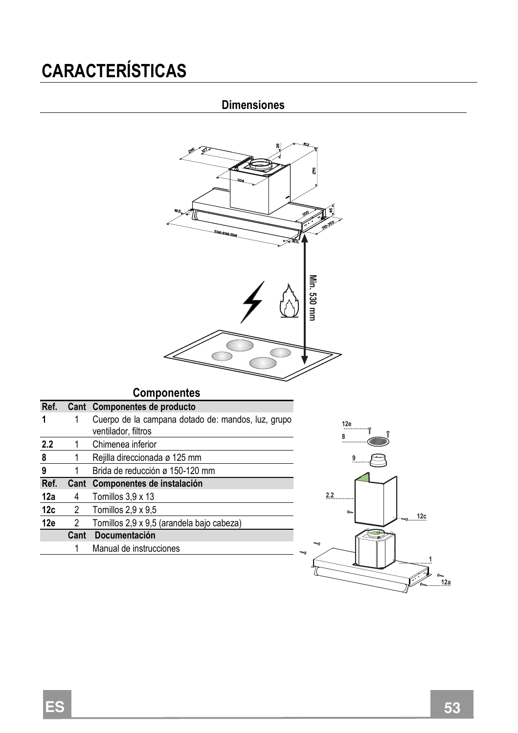# CARACTERÍSTICAS

## Dimensiones

## Componentes

| Ref. | Cant | Componentes de producto |
|---|---|---|
| **1** | 1 | Cuerpo de la campana dotado de: mandos, luz, grupo ventilador, filtros |
| **2.2** | 1 | Chimenea inferior |
| **8** | 1 | Rejilla direccionada ø 125 mm |
| **9** | 1 | Brida de reducción ø 150-120 mm |
| **Ref.** | **Cant** | **Componentes de instalación** |
| **12a** | 4 | Tornillos 3,9 x 13 |
| **12c** | 2 | Tornillos 2,9 x 9,5 |
| **12e** | 2 | Tornillos 2,9 x 9,5 (arandela bajo cabeza) |
| | **Cant** | **Documentación** |
| | 1 | Manual de instrucciones |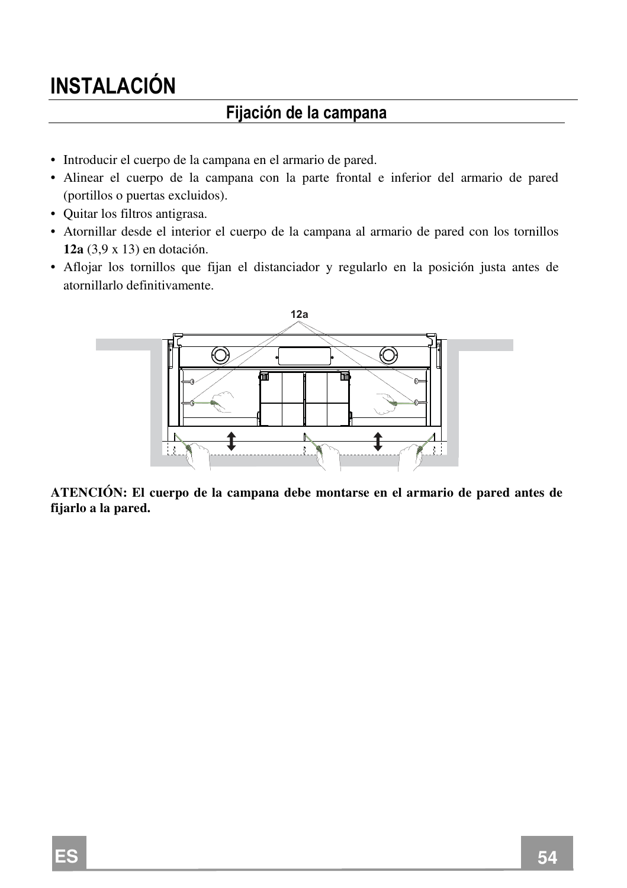# INSTALACIÓN

## Fijación de la campana

- Introducir el cuerpo de la campana en el armario de pared.
- Alinear el cuerpo de la campana con la parte frontal e inferior del armario de pared (portillos o puertas excluidos).
- Quitar los filtros antigrasa.
- Atornillar desde el interior el cuerpo de la campana al armario de pared con los tornillos **12a** (3,9 x 13) en dotación.
- Aflojar los tornillos que fijan el distanciador y regularlo en la posición justa antes de atornillarlo definitivamente.

12a

**ATENCIÓN: El cuerpo de la campana debe montarse en el armario de pared antes de fijarlo a la pared.**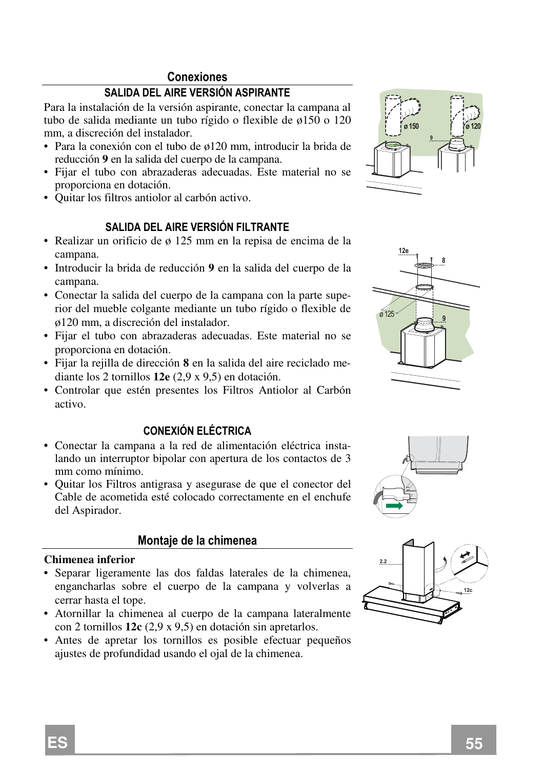## Conexiones

### SALIDA DEL AIRE VERSIÓN ASPIRANTE

Para la instalación de la versión aspirante, conectar la campana al tubo de salida mediante un tubo rígido o flexible de ø150 o 120 mm, a discreción del instalador.

- Para la conexión con el tubo de ø120 mm, introducir la brida de reducción **9** en la salida del cuerpo de la campana.
- Fijar el tubo con abrazaderas adecuadas. Este material no se proporciona en dotación.
- Quitar los filtros antiolor al carbón activo.

### SALIDA DEL AIRE VERSIÓN FILTRANTE

- Realizar un orificio de ø 125 mm en la repisa de encima de la campana.
- Introducir la brida de reducción **9** en la salida del cuerpo de la campana.
- Conectar la salida del cuerpo de la campana con la parte superior del mueble colgante mediante un tubo rígido o flexible de ø120 mm, a discreción del instalador.
- Fijar el tubo con abrazaderas adecuadas. Este material no se proporciona en dotación.
- Fijar la rejilla de dirección **8** en la salida del aire reciclado mediante los 2 tornillos **12e** (2,9 x 9,5) en dotación.
- Controlar que estén presentes los Filtros Antiolor al Carbón activo.

### CONEXIÓN ELÉCTRICA

- Conectar la campana a la red de alimentación eléctrica instalando un interruptor bipolar con apertura de los contactos de 3 mm como mínimo.
- Quitar los Filtros antigrasa y asegurase de que el conector del Cable de acometida esté colocado correctamente en el enchufe del Aspirador.

## Montaje de la chimenea

**Chimenea inferior**

- Separar ligeramente las dos faldas laterales de la chimenea, engancharlas sobre el cuerpo de la campana y volverlas a cerrar hasta el tope.
- Atornillar la chimenea al cuerpo de la campana lateralmente con 2 tornillos **12c** (2,9 x 9,5) en dotación sin apretarlos.
- Antes de apretar los tornillos es posible efectuar pequeños ajustes de profundidad usando el ojal de la chimenea.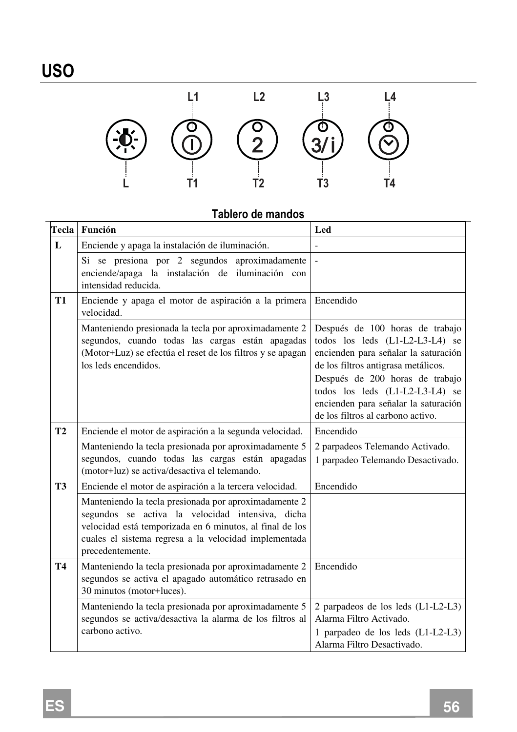# USO

L1 L2 L3 L4

L T1 T2 T3 T4

**Tablero de mandos**

| Tecla | Función | Led |
|---|---|---|
| **L** | Enciende y apaga la instalación de iluminación. | - |
| | Si se presiona por 2 segundos aproximadamente enciende/apaga la instalación de iluminación con intensidad reducida. | - |
| **T1** | Enciende y apaga el motor de aspiración a la primera velocidad. | Encendido |
| | Manteniendo presionada la tecla por aproximadamente 2 segundos, cuando todas las cargas están apagadas (Motor+Luz) se efectúa el reset de los filtros y se apagan los leds encendidos. | Después de 100 horas de trabajo todos los leds (L1-L2-L3-L4) se encienden para señalar la saturación de los filtros antigrasa metálicos.<br>Después de 200 horas de trabajo todos los leds (L1-L2-L3-L4) se encienden para señalar la saturación de los filtros al carbono activo. |
| **T2** | Enciende el motor de aspiración a la segunda velocidad. | Encendido |
| | Manteniendo la tecla presionada por aproximadamente 5 segundos, cuando todas las cargas están apagadas (motor+luz) se activa/desactiva el telemando. | 2 parpadeos Telemando Activado.<br>1 parpadeo Telemando Desactivado. |
| **T3** | Enciende el motor de aspiración a la tercera velocidad. | Encendido |
| | Manteniendo la tecla presionada por aproximadamente 2 segundos se activa la velocidad intensiva, dicha velocidad está temporizada en 6 minutos, al final de los cuales el sistema regresa a la velocidad implementada precedentemente. | |
| **T4** | Manteniendo la tecla presionada por aproximadamente 2 segundos se activa el apagado automático retrasado en 30 minutos (motor+luces). | Encendido |
| | Manteniendo la tecla presionada por aproximadamente 5 segundos se activa/desactiva la alarma de los filtros al carbono activo. | 2 parpadeos de los leds (L1-L2-L3) Alarma Filtro Activado.<br>1 parpadeo de los leds (L1-L2-L3) Alarma Filtro Desactivado. |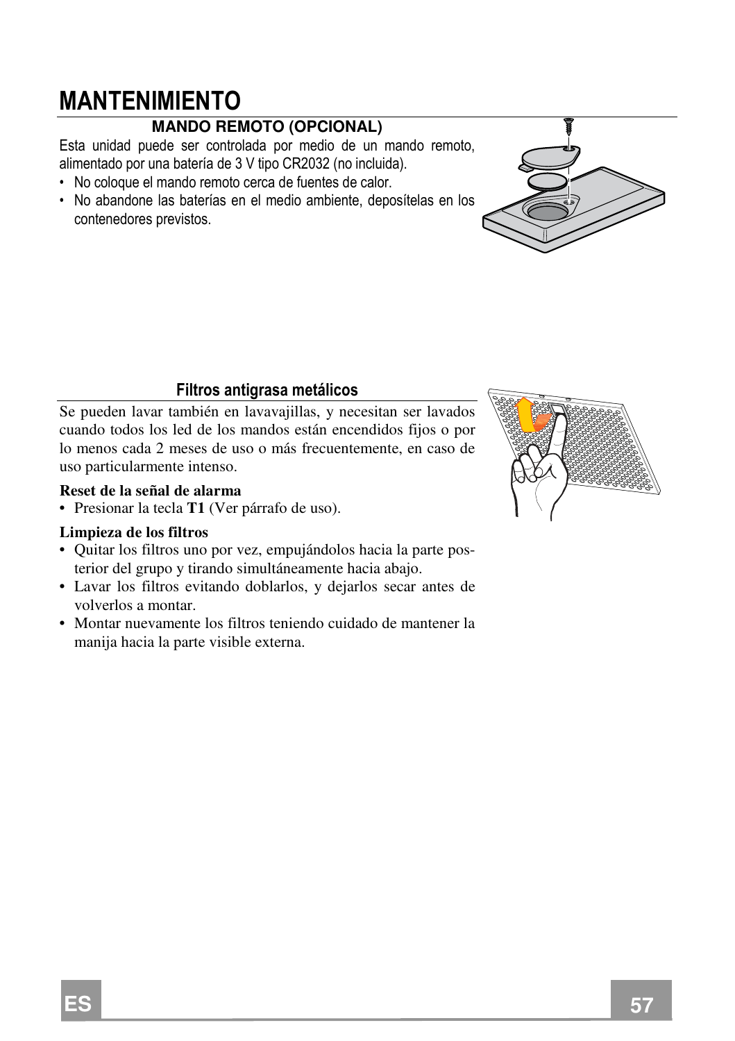# MANTENIMIENTO

### MANDO REMOTO (OPCIONAL)

Esta unidad puede ser controlada por medio de un mando remoto, alimentado por una batería de 3 V tipo CR2032 (no incluida).

- No coloque el mando remoto cerca de fuentes de calor.
- No abandone las baterías en el medio ambiente, depositélas en los contenedores previstos.

### Filtros antigrasa metálicos

Se pueden lavar también en lavavajillas, y necesitan ser lavados cuando todos los led de los mandos están encendidos fijos o por lo menos cada 2 meses de uso o más frecuentemente, en caso de uso particularmente intenso.

**Reset de la señal de alarma**

- Presionar la tecla **T1** (Ver párrafo de uso).

**Limpieza de los filtros**

- Quitar los filtros uno por vez, empujándolos hacia la parte posterior del grupo y tirando simultáneamente hacia abajo.
- Lavar los filtros evitando doblarlos, y dejarlos secar antes de volverlos a montar.
- Montar nuevamente los filtros teniendo cuidado de mantener la manija hacia la parte visible externa.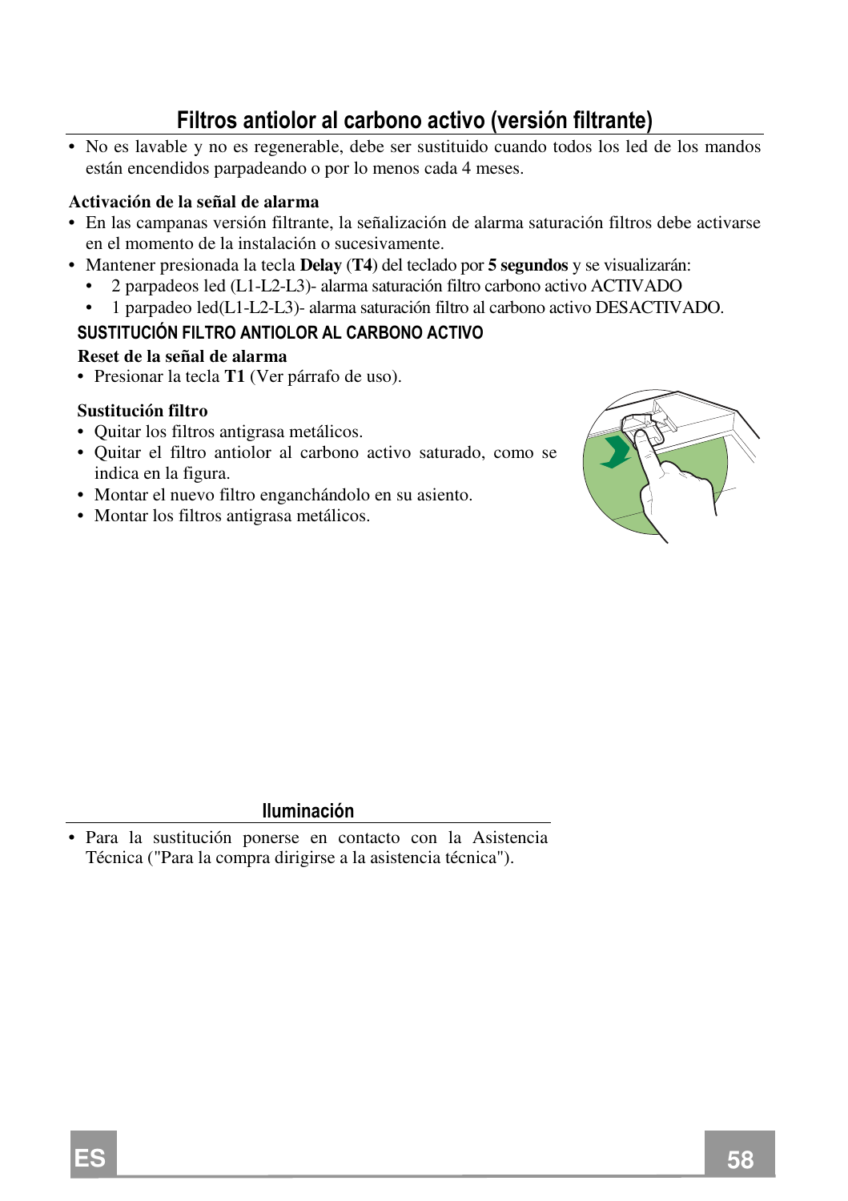## Filtros antiolor al carbono activo (versión filtrante)

- No es lavable y no es regenerable, debe ser sustituido cuando todos los led de los mandos están encendidos parpadeando o por lo menos cada 4 meses.

**Activación de la señal de alarma**

- En las campanas versión filtrante, la señalización de alarma saturación filtros debe activarse en el momento de la instalación o sucesivamente.
- Mantener presionada la tecla **Delay** (**T4**) del teclado por **5 segundos** y se visualizarán:
  - 2 parpadeos led (L1-L2-L3)- alarma saturación filtro carbono activo ACTIVADO
  - 1 parpadeo led(L1-L2-L3)- alarma saturación filtro al carbono activo DESACTIVADO.

### SUSTITUCIÓN FILTRO ANTIOLOR AL CARBONO ACTIVO

**Reset de la señal de alarma**

- Presionar la tecla **T1** (Ver párrafo de uso).

**Sustitución filtro**

- Quitar los filtros antigrasa metálicos.
- Quitar el filtro antiolor al carbono activo saturado, como se indica en la figura.
- Montar el nuevo filtro enganchándolo en su asiento.
- Montar los filtros antigrasa metálicos.

## Iluminación

- Para la sustitución ponerse en contacto con la Asistencia Técnica ("Para la compra dirigirse a la asistencia técnica").